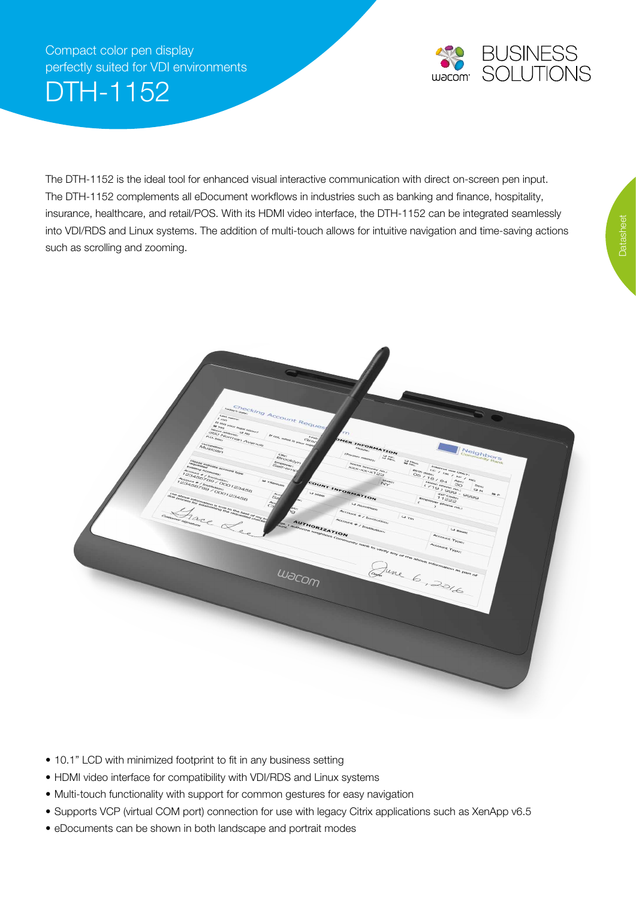Compact color pen display
perfectly suited for VDI environments

# DTH-1152

BUSINESS SOLUTIONS

The DTH-1152 is the ideal tool for enhanced visual interactive communication with direct on-screen pen input. The DTH-1152 complements all eDocument workflows in industries such as banking and finance, hospitality, insurance, healthcare, and retail/POS. With its HDMI video interface, the DTH-1152 can be integrated seamlessly into VDI/RDS and Linux systems. The addition of multi-touch allows for intuitive navigation and time-saving actions such as scrolling and zooming.

- 10.1" LCD with minimized footprint to fit in any business setting
- HDMI video interface for compatibility with VDI/RDS and Linux systems
- Multi-touch functionality with support for common gestures for easy navigation
- Supports VCP (virtual COM port) connection for use with legacy Citrix applications such as XenApp v6.5
- eDocuments can be shown in both landscape and portrait modes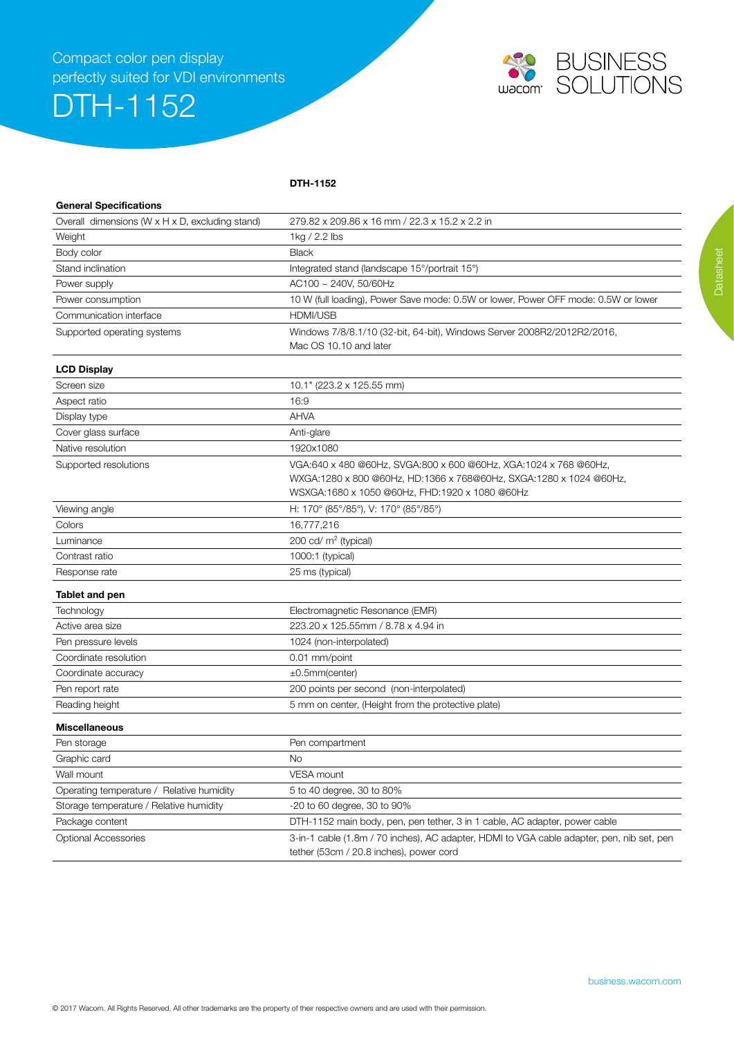Compact color pen display perfectly suited for VDI environments

# DTH-1152

BUSINESS SOLUTIONS

Datasheet

| | DTH-1152 |
|---|---|
| **General Specifications** | |
| Overall dimensions (W x H x D, excluding stand) | 279.82 x 209.86 x 16 mm / 22.3 x 15.2 x 2.2 in |
| Weight | 1kg / 2.2 lbs |
| Body color | Black |
| Stand inclination | Integrated stand (landscape 15°/portrait 15°) |
| Power supply | AC100 ~ 240V, 50/60Hz |
| Power consumption | 10 W (full loading), Power Save mode: 0.5W or lower, Power OFF mode: 0.5W or lower |
| Communication interface | HDMI/USB |
| Supported operating systems | Windows 7/8/8.1/10 (32-bit, 64-bit), Windows Server 2008R2/2012R2/2016, Mac OS 10.10 and later |
| **LCD Display** | |
| Screen size | 10.1" (223.2 x 125.55 mm) |
| Aspect ratio | 16:9 |
| Display type | AHVA |
| Cover glass surface | Anti-glare |
| Native resolution | 1920x1080 |
| Supported resolutions | VGA:640 x 480 @60Hz, SVGA:800 x 600 @60Hz, XGA:1024 x 768 @60Hz, WXGA:1280 x 800 @60Hz, HD:1366 x 768@60Hz, SXGA:1280 x 1024 @60Hz, WSXGA:1680 x 1050 @60Hz, FHD:1920 x 1080 @60Hz |
| Viewing angle | H: 170° (85°/85°), V: 170° (85°/85°) |
| Colors | 16,777,216 |
| Luminance | 200 cd/ $m^2$ (typical) |
| Contrast ratio | 1000:1 (typical) |
| Response rate | 25 ms (typical) |
| **Tablet and pen** | |
| Technology | Electromagnetic Resonance (EMR) |
| Active area size | 223.20 x 125.55mm / 8.78 x 4.94 in |
| Pen pressure levels | 1024 (non-interpolated) |
| Coordinate resolution | 0.01 mm/point |
| Coordinate accuracy | ±0.5mm(center) |
| Pen report rate | 200 points per second (non-interpolated) |
| Reading height | 5 mm on center, (Height from the protective plate) |
| **Miscellaneous** | |
| Pen storage | Pen compartment |
| Graphic card | No |
| Wall mount | VESA mount |
| Operating temperature / Relative humidity | 5 to 40 degree, 30 to 80% |
| Storage temperature / Relative humidity | -20 to 60 degree, 30 to 90% |
| Package content | DTH-1152 main body, pen, pen tether, 3 in 1 cable, AC adapter, power cable |
| Optional Accessories | 3-in-1 cable (1.8m / 70 inches), AC adapter, HDMI to VGA cable adapter, pen, nib set, pen tether (53cm / 20.8 inches), power cord |

business.wacom.com

© 2017 Wacom. All Rights Reserved. All other trademarks are the property of their respective owners and are used with their permission.